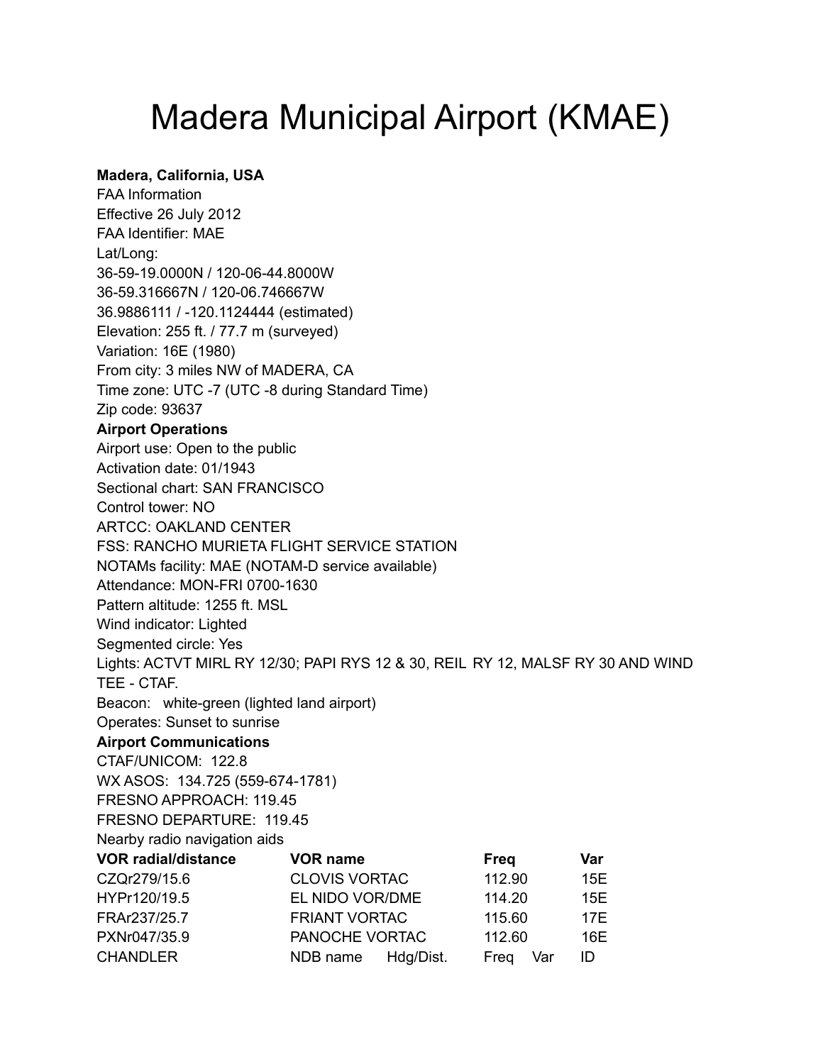# Madera Municipal Airport (KMAE)

**Madera, California, USA**
FAA Information
Effective 26 July 2012
FAA Identifier: MAE
Lat/Long:
36-59-19.0000N / 120-06-44.8000W
36-59.316667N / 120-06.746667W
36.9886111 / -120.1124444 (estimated)
Elevation: 255 ft. / 77.7 m (surveyed)
Variation: 16E (1980)
From city: 3 miles NW of MADERA, CA
Time zone: UTC -7 (UTC -8 during Standard Time)
Zip code: 93637

**Airport Operations**
Airport use: Open to the public
Activation date: 01/1943
Sectional chart: SAN FRANCISCO
Control tower: NO
ARTCC: OAKLAND CENTER
FSS: RANCHO MURIETA FLIGHT SERVICE STATION
NOTAMs facility: MAE (NOTAM-D service available)
Attendance: MON-FRI 0700-1630
Pattern altitude: 1255 ft. MSL
Wind indicator: Lighted
Segmented circle: Yes
Lights: ACTVT MIRL RY 12/30; PAPI RYS 12 & 30, REIL RY 12, MALSF RY 30 AND WIND TEE - CTAF.
Beacon: white-green (lighted land airport)
Operates: Sunset to sunrise

**Airport Communications**
CTAF/UNICOM: 122.8
WX ASOS: 134.725 (559-674-1781)
FRESNO APPROACH: 119.45
FRESNO DEPARTURE: 119.45
Nearby radio navigation aids

| VOR radial/distance | VOR name | Freq | Var |
|---|---|---|---|
| CZQr279/15.6 | CLOVIS VORTAC | 112.90 | 15E |
| HYPr120/19.5 | EL NIDO VOR/DME | 114.20 | 15E |
| FRAr237/25.7 | FRIANT VORTAC | 115.60 | 17E |
| PXNr047/35.9 | PANOCHE VORTAC | 112.60 | 16E |

| NDB name | Hdg/Dist. | Freq | Var | ID |
|---|---|---|---|---|
| CHANDLER | | | | |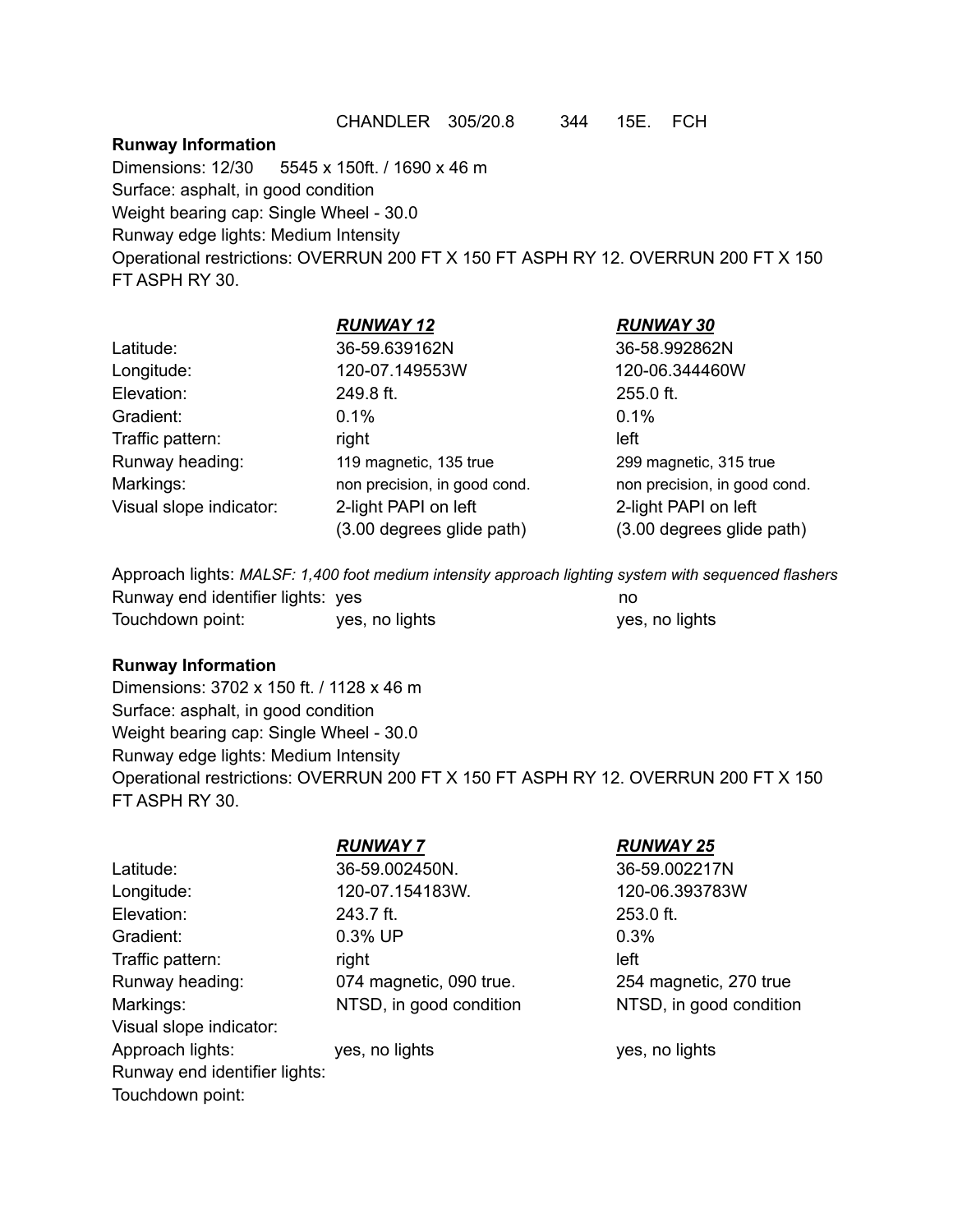CHANDLER 305/20.8 344 15E. FCH

**Runway Information**

Dimensions: 12/30 5545 x 150ft. / 1690 x 46 m
Surface: asphalt, in good condition
Weight bearing cap: Single Wheel - 30.0
Runway edge lights: Medium Intensity
Operational restrictions: OVERRUN 200 FT X 150 FT ASPH RY 12. OVERRUN 200 FT X 150 FT ASPH RY 30.

| | ***RUNWAY 12*** | ***RUNWAY 30*** |
|---|---|---|
| Latitude: | 36-59.639162N | 36-58.992862N |
| Longitude: | 120-07.149553W | 120-06.344460W |
| Elevation: | 249.8 ft. | 255.0 ft. |
| Gradient: | 0.1% | 0.1% |
| Traffic pattern: | right | left |
| Runway heading: | 119 magnetic, 135 true | 299 magnetic, 315 true |
| Markings: | non precision, in good cond. | non precision, in good cond. |
| Visual slope indicator: | 2-light PAPI on left (3.00 degrees glide path) | 2-light PAPI on left (3.00 degrees glide path) |

Approach lights: *MALSF: 1,400 foot medium intensity approach lighting system with sequenced flashers*

| | | |
|---|---|---|
| Runway end identifier lights: | yes | no |
| Touchdown point: | yes, no lights | yes, no lights |

**Runway Information**

Dimensions: 3702 x 150 ft. / 1128 x 46 m
Surface: asphalt, in good condition
Weight bearing cap: Single Wheel - 30.0
Runway edge lights: Medium Intensity
Operational restrictions: OVERRUN 200 FT X 150 FT ASPH RY 12. OVERRUN 200 FT X 150 FT ASPH RY 30.

| | ***RUNWAY 7*** | ***RUNWAY 25*** |
|---|---|---|
| Latitude: | 36-59.002450N. | 36-59.002217N |
| Longitude: | 120-07.154183W. | 120-06.393783W |
| Elevation: | 243.7 ft. | 253.0 ft. |
| Gradient: | 0.3% UP | 0.3% |
| Traffic pattern: | right | left |
| Runway heading: | 074 magnetic, 090 true. | 254 magnetic, 270 true |
| Markings: | NTSD, in good condition | NTSD, in good condition |
| Visual slope indicator: | | |
| Approach lights: | yes, no lights | yes, no lights |
| Runway end identifier lights: | | |
| Touchdown point: | | |